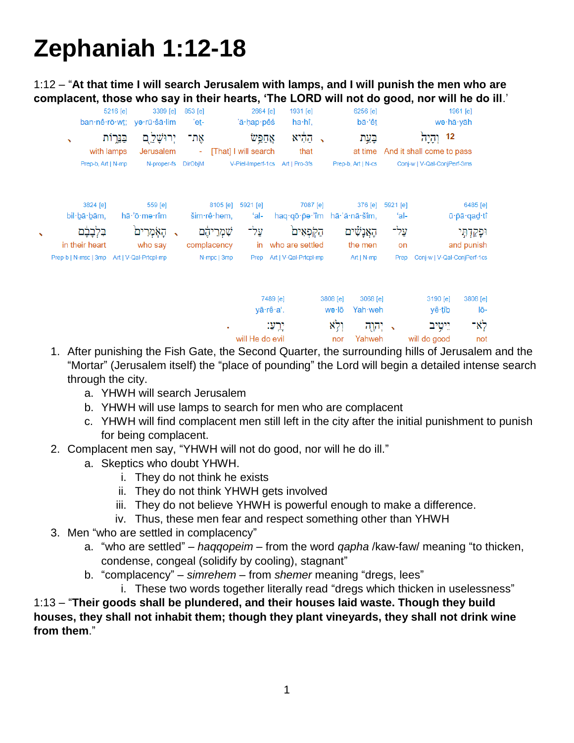# Zephaniah 1:12-18

1:12 – "**At that time I will search Jerusalem with lamps, and I will punish the men who are complacent, those who say in their hearts, 'The LORD will not do good, nor will he do ill**.'"

| 5216 [e] | 3389 [e] | 853 [e] | 2664 [e] | 1931 [e] | 6256 [e] | 1961 [e] |
|---|---|---|---|---|---|---|
| ban·nê·rō·wt; | yə·rū·šā·lim | 'et- | 'ă·ḥap·pêś | ha·hî, | bā·'êṯ | wə·hā·yāh |
| בַּנֵּר֑וֹת | יְרוּשָׁלִַ֖ם | אֶת־ | אֲחַפֵּ֥שׂ | הַהִ֔יא | בָּעֵ֣ת | וְהָיָה֙ 12 |
| with lamps | Jerusalem | - | [That] I will search | that | at time | And it shall come to pass |
| Prep-b, Art \| N-mp | N-proper-fs | DirObjM | V-Piel-Imperf-1cs | Art \| Pro-3fs | Prep-b, Art \| N-cs | Conj-w \| V-Qal-ConjPerf-3ms |

| 3824 [e] | 559 [e] | 8105 [e] | 5921 [e] | 7087 [e] | 376 [e] | 5921 [e] | 6485 [e] |
|---|---|---|---|---|---|---|---|
| bil·bā·ḇām, | hā·'ō·mə·rîm | šim·rê·hem, | 'al- | haq·qō·pə·'îm | hā·'ă·nā·šîm, | 'al- | ū·pā·qaḏ·tî |
| בִּלְבָבָ֔ם | הָאֹמְרִים֙ | שִׁמְרֵיהֶ֔ם | עַל־ | הַקֹּפְאִים֙ | הָאֲנָשִׁ֗ים | עַל־ | וּפָקַדְתִּ֣י |
| in their heart | who say | complacency | in | who are settled | the men | on | and punish |
| Prep-b \| N-msc \| 3mp | Art \| V-Qal-Prtcpl-mp | N-mpc \| 3mp | Prep | Art \| V-Qal-Prtcpl-mp | Art \| N-mp | Prep | Conj-w \| V-Qal-ConjPerf-1cs |

| 7489 [e] | 3808 [e] | 3068 [e] | 3190 [e] | 3808 [e] |
|---|---|---|---|---|
| yā·rê·a'. | wə·lō | Yah·weh | yê·ṭîḇ | lō- |
| יָרֵֽעַ׃ | וְלֹ֥א | יְהוָ֖ה | יֵיטִ֥יב | לֹא־ |
| will He do evil | nor | Yahweh | will do good | not |

1. After punishing the Fish Gate, the Second Quarter, the surrounding hills of Jerusalem and the "Mortar" (Jerusalem itself) the "place of pounding" the Lord will begin a detailed intense search through the city.
   a. YHWH will search Jerusalem
   b. YHWH will use lamps to search for men who are complacent
   c. YHWH will find complacent men still left in the city after the initial punishment to punish for being complacent.
2. Complacent men say, "YHWH will not do good, nor will he do ill."
   a. Skeptics who doubt YHWH.
      i. They do not think he exists
      ii. They do not think YHWH gets involved
      iii. They do not believe YHWH is powerful enough to make a difference.
      iv. Thus, these men fear and respect something other than YHWH
3. Men "who are settled in complacency"
   a. "who are settled" – *haqqopeim* – from the word *qapha* /kaw-faw/ meaning "to thicken, condense, congeal (solidify by cooling), stagnant"
   b. "complacency" – *simrehem* – from *shemer* meaning "dregs, lees"
      i. These two words together literally read "dregs which thicken in uselessness"

1:13 – "**Their goods shall be plundered, and their houses laid waste. Though they build houses, they shall not inhabit them; though they plant vineyards, they shall not drink wine from them**."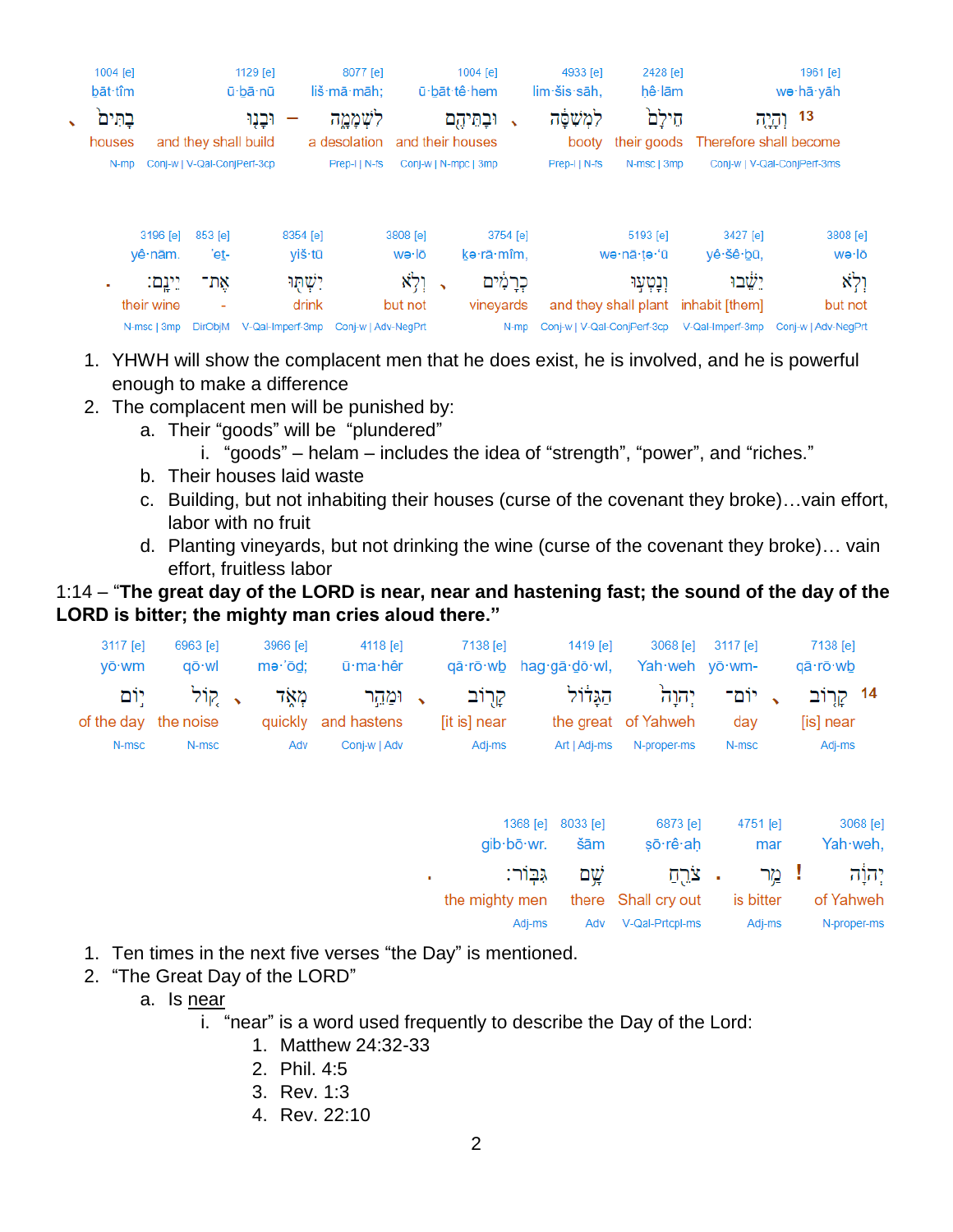| 1004 [e] | 1129 [e] | | 8077 [e] | 1004 [e] | | 4933 [e] | 2428 [e] | 1961 [e] |
|---|---|---|---|---|---|---|---|---|
| bāt·tîm | ū·bā·nū | | liš·mā·māh; | ū·bāt·tê·hem | | lim·šis·sāh, | ḥê·lām | wə·hā·yāh |
| בָּתִּים ׀ | וּבָנוּ | – | לִשְׁמָמָ֑ה | וּבָתֵּיהֶם | ׀ | לִמְשִׁסָּה | חֵילָם | 13 וְהָיָ֤ה |
| houses | and they shall build | | a desolation | and their houses | | booty | their goods | Therefore shall become |
| N-mp | Conj-w \| V-Qal-ConjPerf-3cp | | Prep-l \| N-fs | Conj-w \| N-mpc \| 3mp | | Prep-l \| N-fs | N-msc \| 3mp | Conj-w \| V-Qal-ConjPerf-3ms |

| 3196 [e] | 853 [e] | 8354 [e] | 3808 [e] | | 3754 [e] | 5193 [e] | 3427 [e] | 3808 [e] |
|---|---|---|---|---|---|---|---|---|
| yê·nām. | 'eṯ- | yiš·tū | wə·lō | | kə·rā·mîm, | wə·nā·ṭə·'ū | yê·šê·ḇū, | wə·lō |
| יֵינָֽם׃ . | אֶת־ | יִשְׁתּוּ | וְלֹא | ׀ | כְרָמִ֔ים | וְנָטְעוּ | יֵשֵׁ֔בוּ | וְלֹא |
| their wine | - | drink | but not | | vineyards | and they shall plant | inhabit [them] | but not |
| N-msc \| 3mp | DirObjM | V-Qal-Imperf-3mp | Conj-w \| Adv-NegPrt | | N-mp | Conj-w \| V-Qal-ConjPerf-3cp | V-Qal-Imperf-3mp | Conj-w \| Adv-NegPrt |

1. YHWH will show the complacent men that he does exist, he is involved, and he is powerful enough to make a difference
2. The complacent men will be punished by:
   a. Their "goods" will be "plundered"
      i. "goods" – helam – includes the idea of "strength", "power", and "riches."
   b. Their houses laid waste
   c. Building, but not inhabiting their houses (curse of the covenant they broke)…vain effort, labor with no fruit
   d. Planting vineyards, but not drinking the wine (curse of the covenant they broke)… vain effort, fruitless labor

1:14 – "**The great day of the LORD is near, near and hastening fast; the sound of the day of the LORD is bitter; the mighty man cries aloud there.**"

| 3117 [e] | 6963 [e] | | 3966 [e] | 4118 [e] | | 7138 [e] | 1419 [e] | 3068 [e] | 3117 [e] | | 7138 [e] |
|---|---|---|---|---|---|---|---|---|---|---|---|
| yō·wm | qō·wl | | mə·'ōḏ; | ū·ma·hêr | | qā·rō·wḇ | hag·gā·ḏō·wl, | Yah·weh | yō·wm- | | qā·rō·wḇ |
| י֣וֹם | ק֚וֹל | ׀ | מְאֹ֑ד | וּמַהֵ֣ר | ׀ | קָר֖וֹב | הַגָּדוֹל֙ | יְהוָה֙ | יוֹם־ | ׀ | 14 קָר֤וֹב |
| of the day | the noise | | quickly | and hastens | | [it is] near | the great | of Yahweh | day | | [is] near |
| N-msc | N-msc | | Adv | Conj-w \| Adv | | Adj-ms | Art \| Adj-ms | N-proper-ms | N-msc | | Adj-ms |

| 1368 [e] | 8033 [e] | 6873 [e] | | 4751 [e] | | 3068 [e] |
|---|---|---|---|---|---|---|
| gib·bō·wr. | šām | ṣō·rê·aḥ | | mar | | Yah·weh, |
| גִּבּֽוֹר׃ . | שָׁ֖ם | צֹרֵ֥חַ | . | מַ֥ר | ! | יְהוָ֔ה |
| the mighty men | there | Shall cry out | | is bitter | | of Yahweh |
| Adj-ms | Adv | V-Qal-Prtcpl-ms | | Adj-ms | | N-proper-ms |

1. Ten times in the next five verses "the Day" is mentioned.
2. "The Great Day of the LORD"
   a. Is <u>near</u>
      i. "near" is a word used frequently to describe the Day of the Lord:
         1. Matthew 24:32-33
         2. Phil. 4:5
         3. Rev. 1:3
         4. Rev. 22:10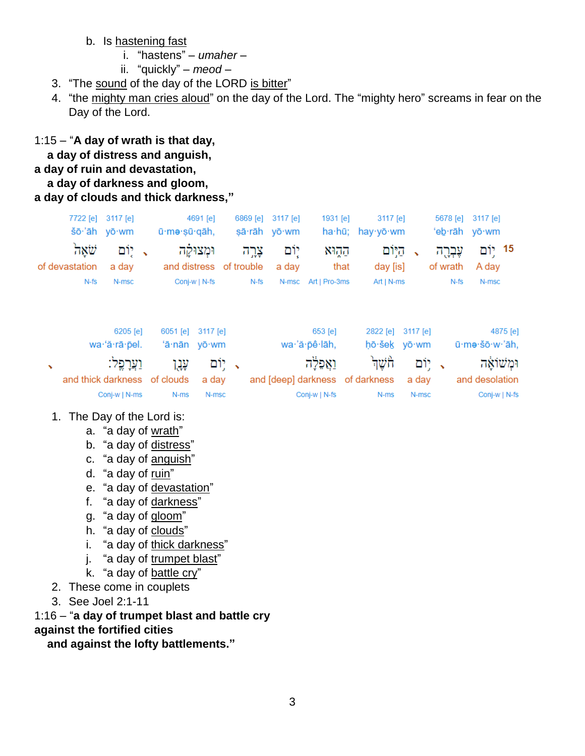b. Is hastening fast
      i. "hastens" – *umaher* –
      ii. "quickly" – *meod* –
3. "The sound of the day of the LORD is bitter"
4. "the mighty man cries aloud" on the day of the Lord. The "mighty hero" screams in fear on the Day of the Lord.

1:15 – "**A day of wrath is that day,**
**a day of distress and anguish,**
**a day of ruin and devastation,**
**a day of darkness and gloom,**
**a day of clouds and thick darkness,"**

| 7722 [e] | 3117 [e] | | 4691 [e] | 6869 [e] | 3117 [e] | 1931 [e] | 3117 [e] | | 5678 [e] | 3117 [e] | |
|---|---|---|---|---|---|---|---|---|---|---|---|
| šō·'āh | yō·wm | | ū·mə·ṣū·qāh, | ṣā·rāh | yō·wm | ha·hū; | hay·yō·wm | | 'eḇ·rāh | yō·wm | |
| שֹׁאָה | י֤וֹם | ، | וּמְצוּקָ֔ה | צָרָה֙ | י֤וֹם | הַה֑וּא | הַיּ֣וֹם | ، | עֶבְרָ֖ה | י֥וֹם | 15 |
| of devastation | a day | | and distress | of trouble | a day | that | day [is] | | of wrath | A day | |
| N-fs | N-msc | | Conj-w \| N-fs | N-fs | N-msc | Art \| Pro-3ms | Art \| N-ms | | N-fs | N-msc | |

| | 6205 [e] | 6051 [e] | 3117 [e] | | 653 [e] | 2822 [e] | 3117 [e] | | 4875 [e] |
|---|---|---|---|---|---|---|---|---|---|
| | wa·'ă·rā·pel. | 'ā·nān | yō·wm | | wa·'ă·pê·lāh, | ḥō·šek | yō·wm | | ū·mə·šō·w·'āh, |
| ، | וַעֲרָפֶֽל׃ | עָנָ֖ן | י֥וֹם | ، | וַאֲפֵלָ֔ה | חֹ֙שֶׁךְ֙ | י֤וֹם | ، | וּמְשׁוֹאָ֔ה |
| | and thick darkness | of clouds | a day | | and [deep] darkness | of darkness | a day | | and desolation |
| | Conj-w \| N-ms | N-ms | N-msc | | Conj-w \| N-fs | N-ms | N-msc | | Conj-w \| N-fs |

1. The Day of the Lord is:
   a. "a day of wrath"
   b. "a day of distress"
   c. "a day of anguish"
   d. "a day of ruin"
   e. "a day of devastation"
   f. "a day of darkness"
   g. "a day of gloom"
   h. "a day of clouds"
   i. "a day of thick darkness"
   j. "a day of trumpet blast"
   k. "a day of battle cry"
2. These come in couplets
3. See Joel 2:1-11

1:16 – "**a day of trumpet blast and battle cry**
**against the fortified cities**
**and against the lofty battlements."**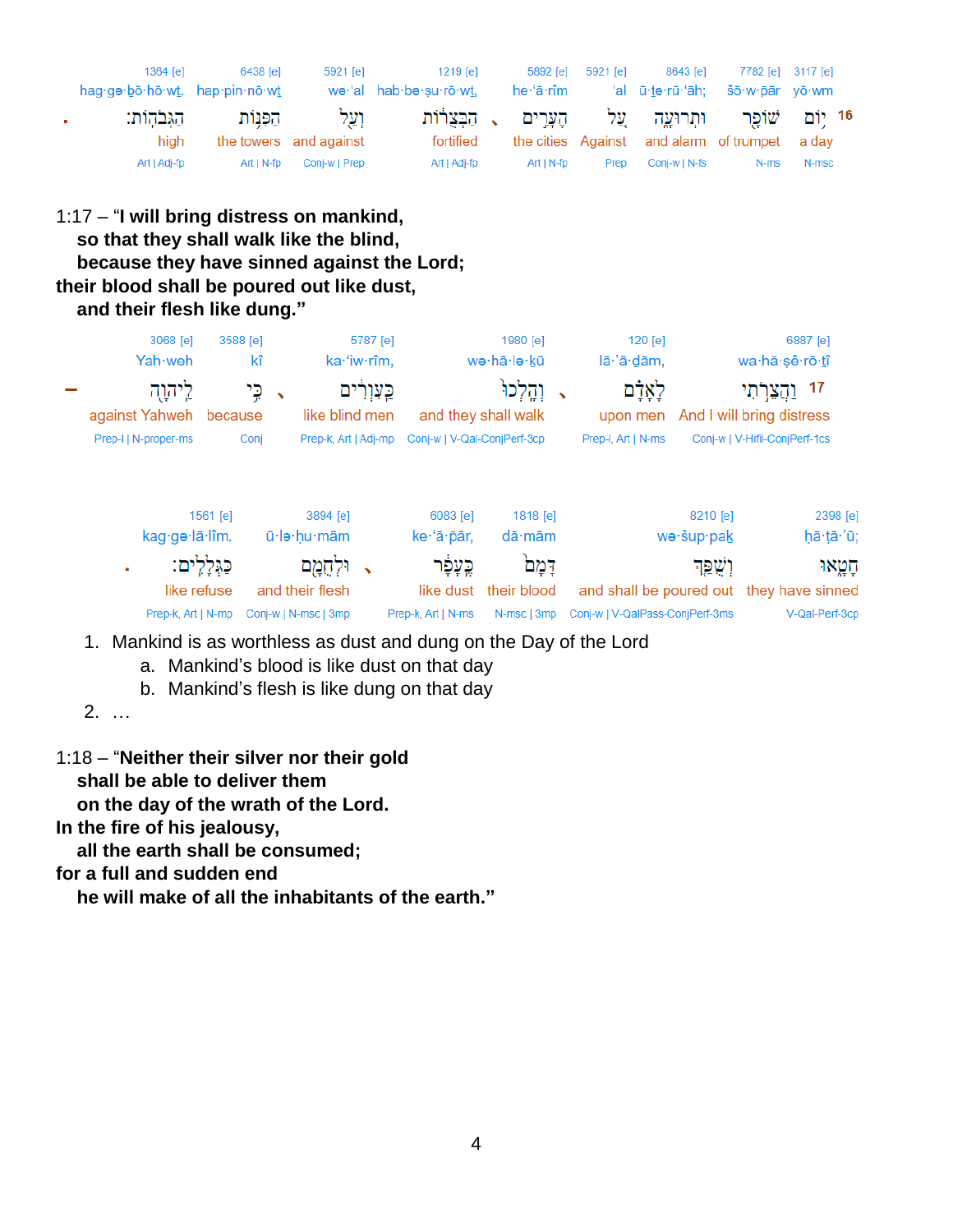| 1364 [e] | 6438 [e] | 5921 [e] | 1219 [e] | 5892 [e] | 5921 [e] | 8643 [e] | 7782 [e] | 3117 [e] | |
|---|---|---|---|---|---|---|---|---|---|
| hag·gə·ḇō·hō·wṯ. | hap·pin·nō·wṯ | we·'al | hab·bə·ṣu·rō·wṯ, | he·'ā·rîm | 'al | ū·ṯe·rū·'āh; | šō·w·pār | yō·wm | |
| הַגְּבֹהֽוֹת׃ | הַפִּנּ֖וֹת | וְעַ֥ל | הַבְּצֻר֔וֹת | הֶעָרִ֣ים | עַ֚ל | וּתְרוּעָ֑ה | שׁוֹפָ֖ר | י֥וֹם | 16 |
| high | the towers | and against | fortified | the cities | Against | and alarm | of trumpet | a day | |
| Art \| Adj-fp | Art \| N-fp | Conj-w \| Prep | Art \| Adj-fp | Art \| N-fp | Prep | Conj-w \| N-fs | N-ms | N-msc | |

1:17 – "**I will bring distress on mankind,**
**so that they shall walk like the blind,**
**because they have sinned against the Lord;**
**their blood shall be poured out like dust,**
**and their flesh like dung.**"

| 3068 [e] | 3588 [e] | 5787 [e] | 1980 [e] | 120 [e] | 6887 [e] | |
|---|---|---|---|---|---|---|
| Yah·weh | kî | ka·'iw·rîm, | wə·hā·lə·ḵū | lā·'ā·ḏām, | wa·hă·ṣê·rō·ṯî | |
| לַיהוָ֖ה | כִּ֥י | כַּֽעִוְרִ֔ים | וְהָלְכוּ֙ | לָֽאָדָ֗ם | וַהֲצֵרֹ֣תִי | 17 |
| against Yahweh | because | like blind men | and they shall walk | upon men | And I will bring distress | |
| Prep-l \| N-proper-ms | Conj | Prep-k, Art \| Adj-mp | Conj-w \| V-Qal-ConjPerf-3cp | Prep-l, Art \| N-ms | Conj-w \| V-Hifil-ConjPerf-1cs | |

| 1561 [e] | 3894 [e] | 6083 [e] | 1818 [e] | 8210 [e] | 2398 [e] |
|---|---|---|---|---|---|
| kag·gə·lā·lîm. | ū·lə·ḥu·mām | ke·'ā·pār, | dā·mām | wə·šup·paḵ | ḥā·ṭā·'ū; |
| כַּגְּלָלִֽים׃ | וּלְחֻמָ֖ם | כֶּֽעָפָ֔ר | דָּמָם֙ | וְשֻׁפַּ֤ךְ | חָטָ֑אוּ |
| like refuse | and their flesh | like dust | their blood | and shall be poured out | they have sinned |
| Prep-k, Art \| N-mp | Conj-w \| N-msc \| 3mp | Prep-k, Art \| N-ms | N-msc \| 3mp | Conj-w \| V-QalPass-ConjPerf-3ms | V-Qal-Perf-3cp |

1. Mankind is as worthless as dust and dung on the Day of the Lord
   a. Mankind's blood is like dust on that day
   b. Mankind's flesh is like dung on that day
2. …

1:18 – "**Neither their silver nor their gold**
**shall be able to deliver them**
**on the day of the wrath of the Lord.**
**In the fire of his jealousy,**
**all the earth shall be consumed;**
**for a full and sudden end**
**he will make of all the inhabitants of the earth.**"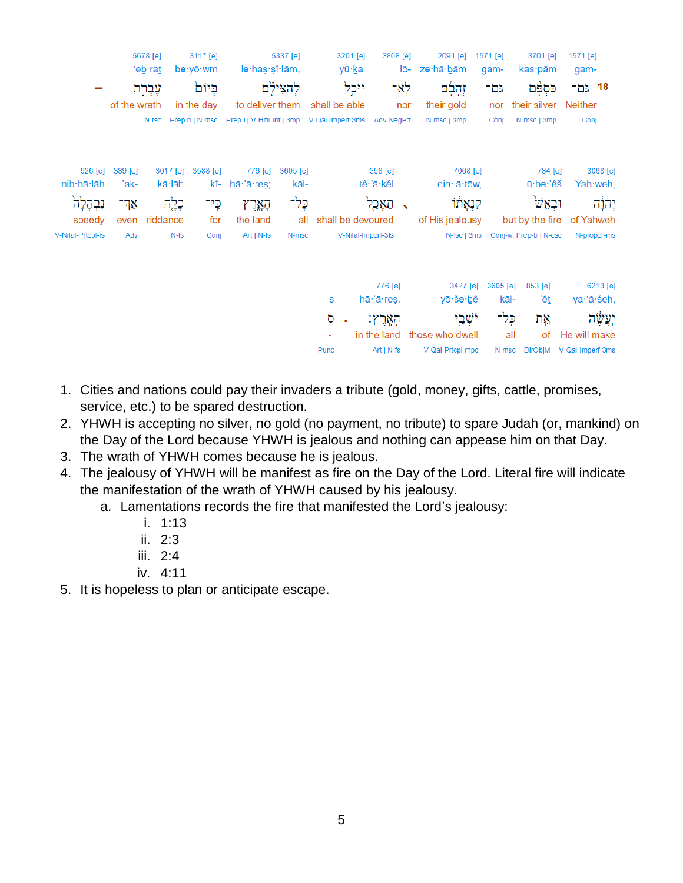| 5678 [e] | 3117 [e] | 5337 [e] | 3201 [e] | 3808 [e] | 2091 [e] | 1571 [e] | 3701 [e] | 1571 [e] | |
|---|---|---|---|---|---|---|---|---|---|
| 'eḇ·rat | bə·yō·wm | lə·haṣ·ṣî·lām, | yū·ḵal | lō- | zə·hā·ḇām | gam- | kas·pām | gam- | |
| – עֶבְרַ֣ת | בְּיוֹם֮ | לְהַצִּילָ֗ם | יוּכַ֣ל | לֹא־ | זְהָבָ֜ם | גַּם־ | כַּסְפָּ֨ם | גַּם־ | 18 |
| of the wrath | in the day | to deliver them | shall be able | nor | their gold | nor | their silver | Neither | |
| N-fsc | Prep-b \| N-msc | Prep-l \| V-Hifil-Inf \| 3mp | V-Qal-Imperf-3ms | Adv-NegPrt | N-msc \| 3mp | Conj | N-msc \| 3mp | Conj | |

| 926 [e] | 389 [e] | 3617 [e] | 3588 [e] | 776 [e] | 3605 [e] | 398 [e] | 7068 [e] | 784 [e] | 3068 [e] |
|---|---|---|---|---|---|---|---|---|---|
| niḇ·hā·lāh | 'aḵ- | ḵā·lāh | kî- | hā·'ā·reṣ; | kāl- | tê·'ā·ḵêl | qin·'ā·ṯōw, | ū·ḇə·'êš | Yah·weh, |
| נִבְהָלָ֔ה | אַךְ־ | כָלָ֤ה | כִּֽי־ | הָאָ֑רֶץ | כָּל־ | תֵּאָכֵ֖ל ، | קִנְאָת֔וֹ | וּבְאֵשׁ֙ | יְהוָ֔ה |
| speedy | even | riddance | for | the land | all | shall be devoured | of His jealousy | but by the fire | of Yahweh |
| V-Nifal-Prtcpl-fs | Adv | N-fs | Conj | Art \| N-fs | N-msc | V-Nifal-Imperf-3fs | N-fsc \| 3ms | Conj-w, Prep-b \| N-csc | N-proper-ms |

| | 776 [e] | 3427 [e] | 3605 [e] | 853 [e] | 6213 [e] |
|---|---|---|---|---|---|
| s | hā·'ā·reṣ. | yō·šə·ḇê | kāl- | 'êṯ | ya·'ă·śeh, |
| ס . | הָאָֽרֶץ׃ | יֹשְׁבֵ֥י | כָּל־ | אֵ֖ת | יַֽעֲשֶׂ֔ה |
| - | in the land | those who dwell | all | of | He will make |
| Punc | Art \| N-fs | V-Qal-Prtcpl-mpc | N-msc | DirObjM | V-Qal-Imperf-3ms |

1. Cities and nations could pay their invaders a tribute (gold, money, gifts, cattle, promises, service, etc.) to be spared destruction.
2. YHWH is accepting no silver, no gold (no payment, no tribute) to spare Judah (or, mankind) on the Day of the Lord because YHWH is jealous and nothing can appease him on that Day.
3. The wrath of YHWH comes because he is jealous.
4. The jealousy of YHWH will be manifest as fire on the Day of the Lord. Literal fire will indicate the manifestation of the wrath of YHWH caused by his jealousy.
    a. Lamentations records the fire that manifested the Lord's jealousy:
        i. 1:13
        ii. 2:3
        iii. 2:4
        iv. 4:11
5. It is hopeless to plan or anticipate escape.